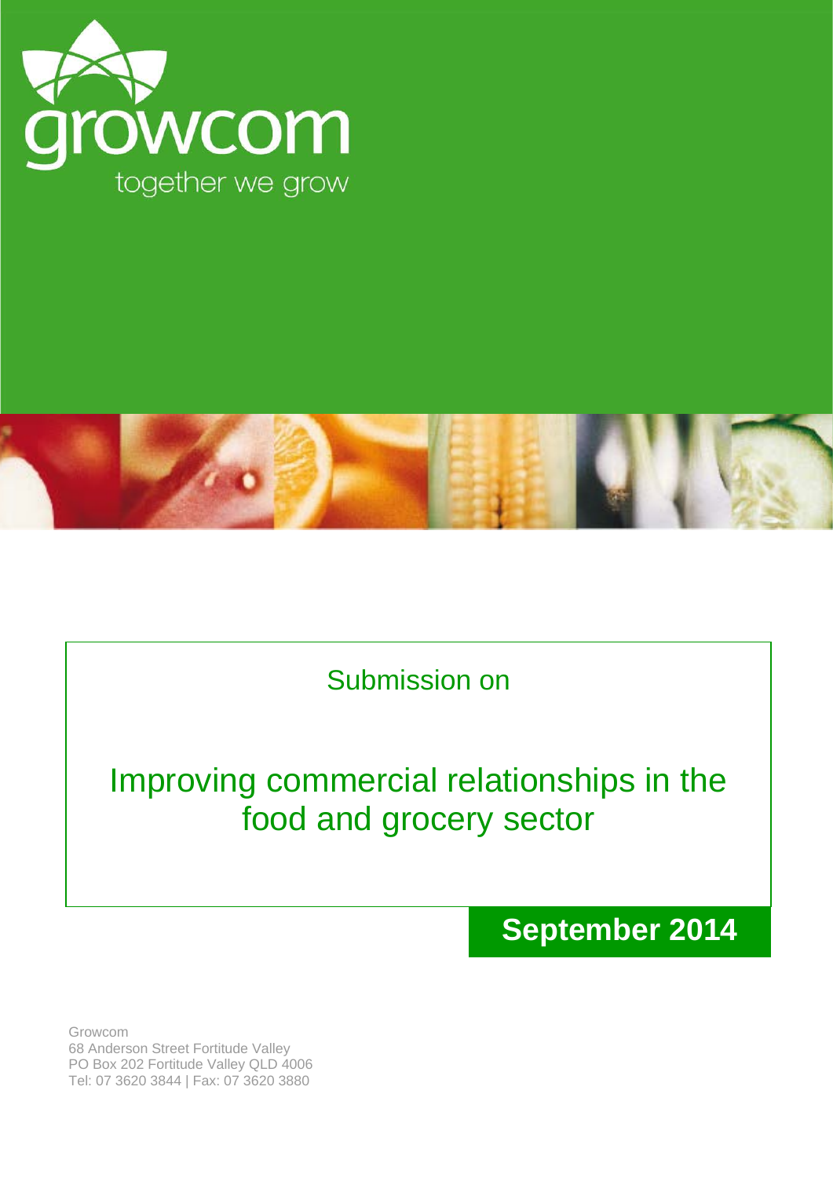growcom

together we grow

Submission on

# Improving commercial relationships in the food and grocery sector

**September 2014**

Growcom
68 Anderson Street Fortitude Valley
PO Box 202 Fortitude Valley QLD 4006
Tel: 07 3620 3844 | Fax: 07 3620 3880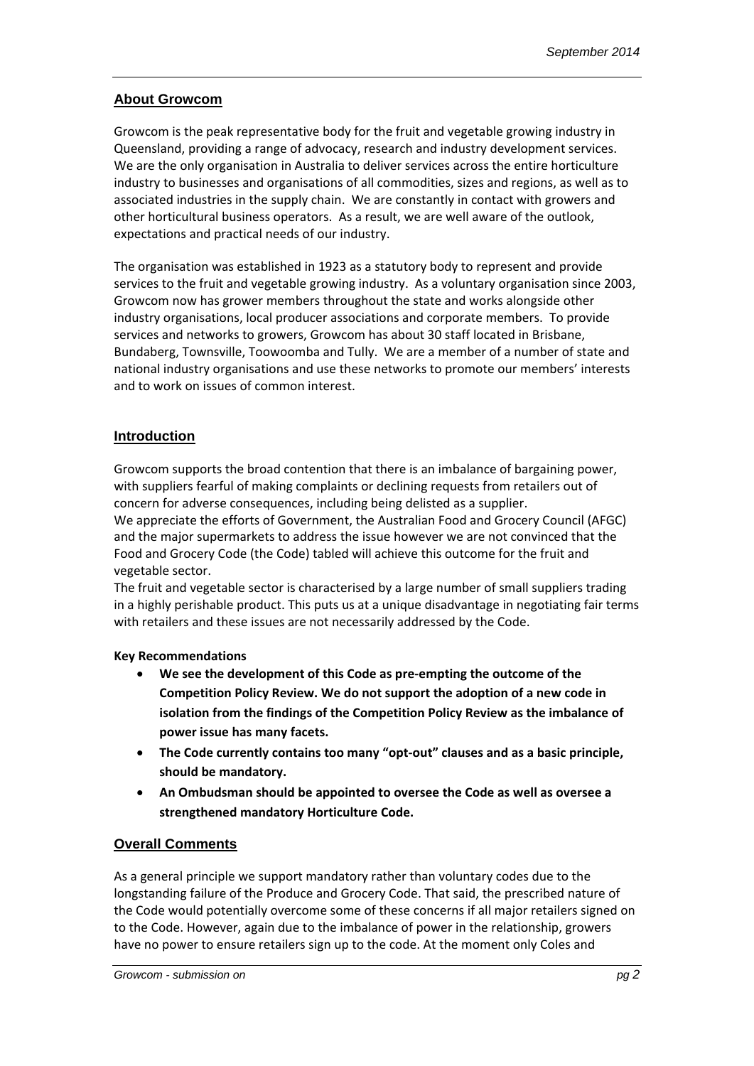## About Growcom

Growcom is the peak representative body for the fruit and vegetable growing industry in Queensland, providing a range of advocacy, research and industry development services. We are the only organisation in Australia to deliver services across the entire horticulture industry to businesses and organisations of all commodities, sizes and regions, as well as to associated industries in the supply chain. We are constantly in contact with growers and other horticultural business operators. As a result, we are well aware of the outlook, expectations and practical needs of our industry.

The organisation was established in 1923 as a statutory body to represent and provide services to the fruit and vegetable growing industry. As a voluntary organisation since 2003, Growcom now has grower members throughout the state and works alongside other industry organisations, local producer associations and corporate members. To provide services and networks to growers, Growcom has about 30 staff located in Brisbane, Bundaberg, Townsville, Toowoomba and Tully. We are a member of a number of state and national industry organisations and use these networks to promote our members' interests and to work on issues of common interest.

## Introduction

Growcom supports the broad contention that there is an imbalance of bargaining power, with suppliers fearful of making complaints or declining requests from retailers out of concern for adverse consequences, including being delisted as a supplier.

We appreciate the efforts of Government, the Australian Food and Grocery Council (AFGC) and the major supermarkets to address the issue however we are not convinced that the Food and Grocery Code (the Code) tabled will achieve this outcome for the fruit and vegetable sector.

The fruit and vegetable sector is characterised by a large number of small suppliers trading in a highly perishable product. This puts us at a unique disadvantage in negotiating fair terms with retailers and these issues are not necessarily addressed by the Code.

**Key Recommendations**

- **We see the development of this Code as pre-empting the outcome of the Competition Policy Review. We do not support the adoption of a new code in isolation from the findings of the Competition Policy Review as the imbalance of power issue has many facets.**
- **The Code currently contains too many "opt-out" clauses and as a basic principle, should be mandatory.**
- **An Ombudsman should be appointed to oversee the Code as well as oversee a strengthened mandatory Horticulture Code.**

## Overall Comments

As a general principle we support mandatory rather than voluntary codes due to the longstanding failure of the Produce and Grocery Code. That said, the prescribed nature of the Code would potentially overcome some of these concerns if all major retailers signed on to the Code. However, again due to the imbalance of power in the relationship, growers have no power to ensure retailers sign up to the code. At the moment only Coles and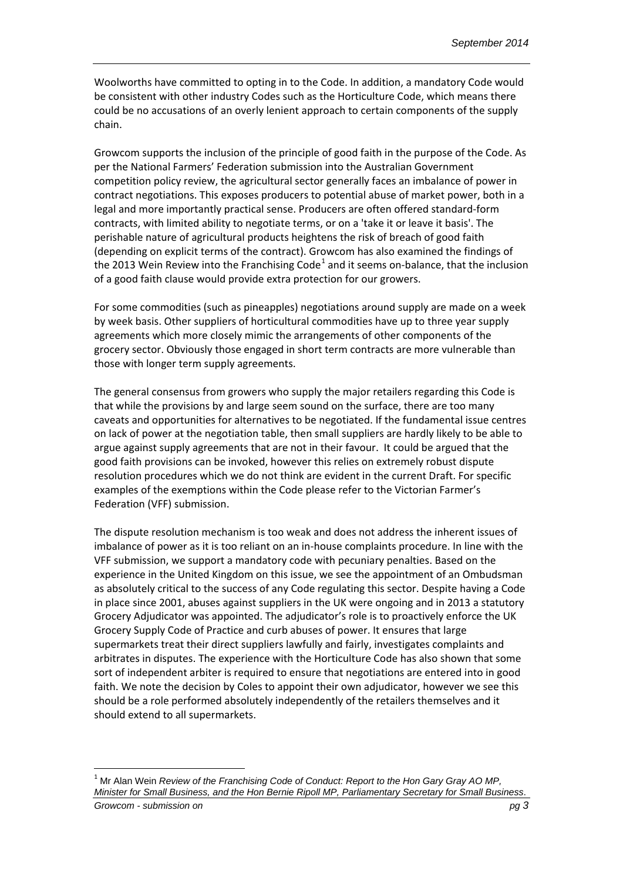Woolworths have committed to opting in to the Code. In addition, a mandatory Code would be consistent with other industry Codes such as the Horticulture Code, which means there could be no accusations of an overly lenient approach to certain components of the supply chain.

Growcom supports the inclusion of the principle of good faith in the purpose of the Code. As per the National Farmers' Federation submission into the Australian Government competition policy review, the agricultural sector generally faces an imbalance of power in contract negotiations. This exposes producers to potential abuse of market power, both in a legal and more importantly practical sense. Producers are often offered standard-form contracts, with limited ability to negotiate terms, or on a 'take it or leave it basis'. The perishable nature of agricultural products heightens the risk of breach of good faith (depending on explicit terms of the contract). Growcom has also examined the findings of the 2013 Wein Review into the Franchising Code[1] and it seems on-balance, that the inclusion of a good faith clause would provide extra protection for our growers.

For some commodities (such as pineapples) negotiations around supply are made on a week by week basis. Other suppliers of horticultural commodities have up to three year supply agreements which more closely mimic the arrangements of other components of the grocery sector. Obviously those engaged in short term contracts are more vulnerable than those with longer term supply agreements.

The general consensus from growers who supply the major retailers regarding this Code is that while the provisions by and large seem sound on the surface, there are too many caveats and opportunities for alternatives to be negotiated. If the fundamental issue centres on lack of power at the negotiation table, then small suppliers are hardly likely to be able to argue against supply agreements that are not in their favour. It could be argued that the good faith provisions can be invoked, however this relies on extremely robust dispute resolution procedures which we do not think are evident in the current Draft. For specific examples of the exemptions within the Code please refer to the Victorian Farmer's Federation (VFF) submission.

The dispute resolution mechanism is too weak and does not address the inherent issues of imbalance of power as it is too reliant on an in-house complaints procedure. In line with the VFF submission, we support a mandatory code with pecuniary penalties. Based on the experience in the United Kingdom on this issue, we see the appointment of an Ombudsman as absolutely critical to the success of any Code regulating this sector. Despite having a Code in place since 2001, abuses against suppliers in the UK were ongoing and in 2013 a statutory Grocery Adjudicator was appointed. The adjudicator's role is to proactively enforce the UK Grocery Supply Code of Practice and curb abuses of power. It ensures that large supermarkets treat their direct suppliers lawfully and fairly, investigates complaints and arbitrates in disputes. The experience with the Horticulture Code has also shown that some sort of independent arbiter is required to ensure that negotiations are entered into in good faith. We note the decision by Coles to appoint their own adjudicator, however we see this should be a role performed absolutely independently of the retailers themselves and it should extend to all supermarkets.

[1] Mr Alan Wein *Review of the Franchising Code of Conduct: Report to the Hon Gary Gray AO MP, Minister for Small Business, and the Hon Bernie Ripoll MP, Parliamentary Secretary for Small Business*.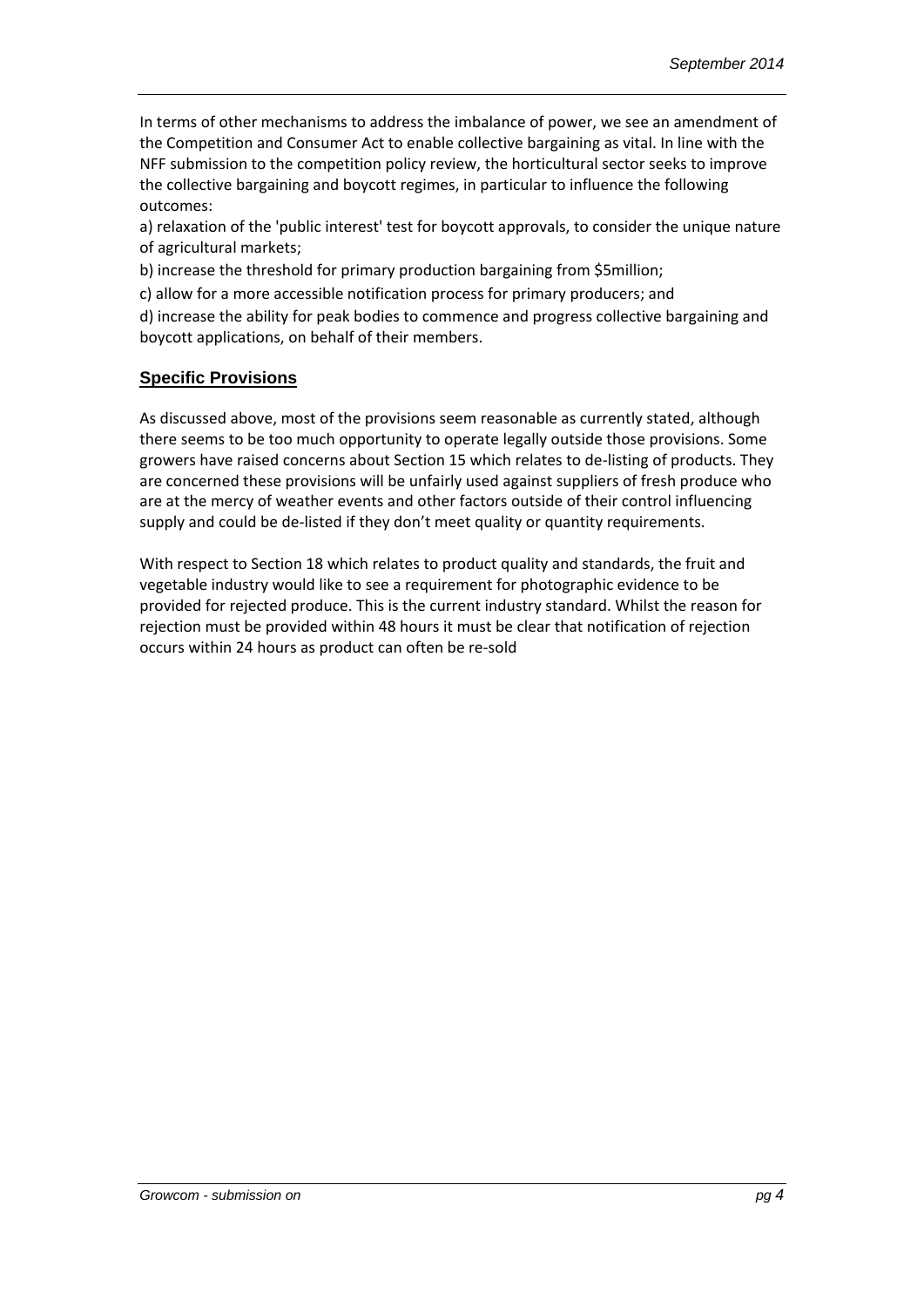In terms of other mechanisms to address the imbalance of power, we see an amendment of the Competition and Consumer Act to enable collective bargaining as vital. In line with the NFF submission to the competition policy review, the horticultural sector seeks to improve the collective bargaining and boycott regimes, in particular to influence the following outcomes:

a) relaxation of the 'public interest' test for boycott approvals, to consider the unique nature of agricultural markets;

b) increase the threshold for primary production bargaining from $5million;

c) allow for a more accessible notification process for primary producers; and

d) increase the ability for peak bodies to commence and progress collective bargaining and boycott applications, on behalf of their members.

## Specific Provisions

As discussed above, most of the provisions seem reasonable as currently stated, although there seems to be too much opportunity to operate legally outside those provisions. Some growers have raised concerns about Section 15 which relates to de-listing of products. They are concerned these provisions will be unfairly used against suppliers of fresh produce who are at the mercy of weather events and other factors outside of their control influencing supply and could be de-listed if they don't meet quality or quantity requirements.

With respect to Section 18 which relates to product quality and standards, the fruit and vegetable industry would like to see a requirement for photographic evidence to be provided for rejected produce. This is the current industry standard. Whilst the reason for rejection must be provided within 48 hours it must be clear that notification of rejection occurs within 24 hours as product can often be re-sold